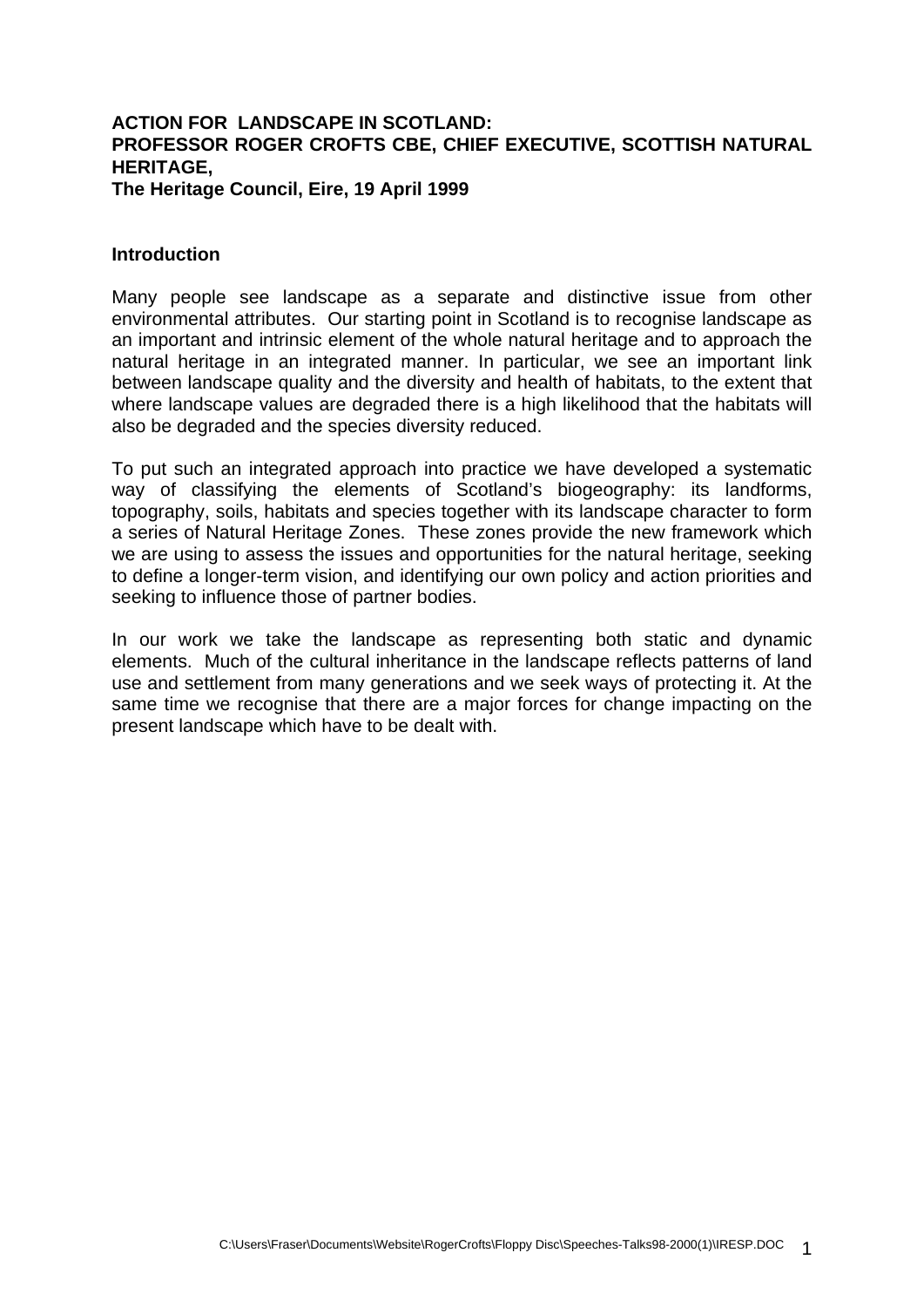**ACTION FOR LANDSCAPE IN SCOTLAND:**
**PROFESSOR ROGER CROFTS CBE, CHIEF EXECUTIVE, SCOTTISH NATURAL HERITAGE,**
**The Heritage Council, Eire, 19 April 1999**

## Introduction

Many people see landscape as a separate and distinctive issue from other environmental attributes. Our starting point in Scotland is to recognise landscape as an important and intrinsic element of the whole natural heritage and to approach the natural heritage in an integrated manner. In particular, we see an important link between landscape quality and the diversity and health of habitats, to the extent that where landscape values are degraded there is a high likelihood that the habitats will also be degraded and the species diversity reduced.

To put such an integrated approach into practice we have developed a systematic way of classifying the elements of Scotland's biogeography: its landforms, topography, soils, habitats and species together with its landscape character to form a series of Natural Heritage Zones. These zones provide the new framework which we are using to assess the issues and opportunities for the natural heritage, seeking to define a longer-term vision, and identifying our own policy and action priorities and seeking to influence those of partner bodies.

In our work we take the landscape as representing both static and dynamic elements. Much of the cultural inheritance in the landscape reflects patterns of land use and settlement from many generations and we seek ways of protecting it. At the same time we recognise that there are a major forces for change impacting on the present landscape which have to be dealt with.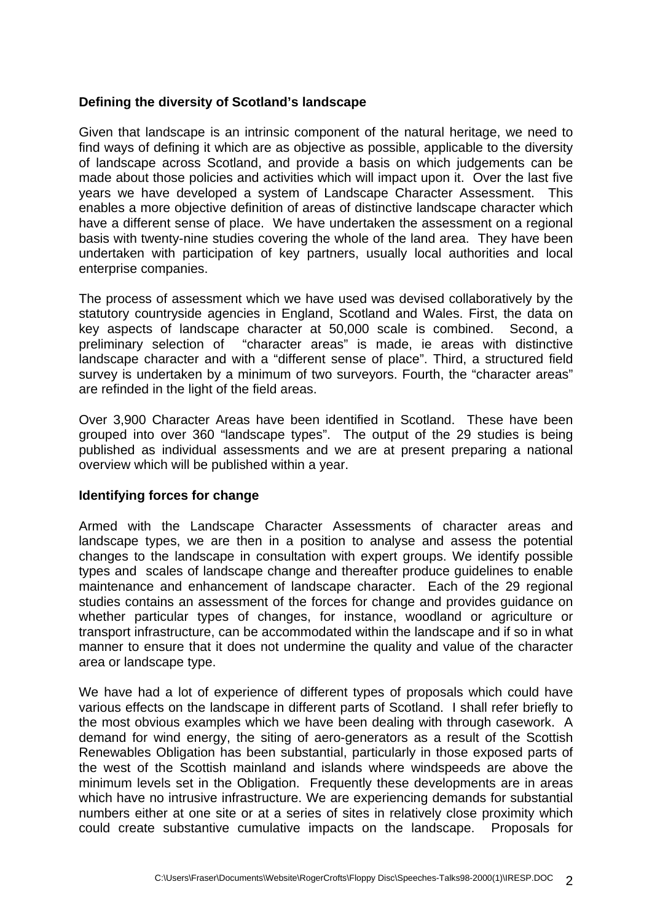**Defining the diversity of Scotland's landscape**

Given that landscape is an intrinsic component of the natural heritage, we need to find ways of defining it which are as objective as possible, applicable to the diversity of landscape across Scotland, and provide a basis on which judgements can be made about those policies and activities which will impact upon it. Over the last five years we have developed a system of Landscape Character Assessment. This enables a more objective definition of areas of distinctive landscape character which have a different sense of place. We have undertaken the assessment on a regional basis with twenty-nine studies covering the whole of the land area. They have been undertaken with participation of key partners, usually local authorities and local enterprise companies.

The process of assessment which we have used was devised collaboratively by the statutory countryside agencies in England, Scotland and Wales. First, the data on key aspects of landscape character at 50,000 scale is combined. Second, a preliminary selection of "character areas" is made, ie areas with distinctive landscape character and with a "different sense of place". Third, a structured field survey is undertaken by a minimum of two surveyors. Fourth, the "character areas" are refinded in the light of the field areas.

Over 3,900 Character Areas have been identified in Scotland. These have been grouped into over 360 "landscape types". The output of the 29 studies is being published as individual assessments and we are at present preparing a national overview which will be published within a year.

**Identifying forces for change**

Armed with the Landscape Character Assessments of character areas and landscape types, we are then in a position to analyse and assess the potential changes to the landscape in consultation with expert groups. We identify possible types and scales of landscape change and thereafter produce guidelines to enable maintenance and enhancement of landscape character. Each of the 29 regional studies contains an assessment of the forces for change and provides guidance on whether particular types of changes, for instance, woodland or agriculture or transport infrastructure, can be accommodated within the landscape and if so in what manner to ensure that it does not undermine the quality and value of the character area or landscape type.

We have had a lot of experience of different types of proposals which could have various effects on the landscape in different parts of Scotland. I shall refer briefly to the most obvious examples which we have been dealing with through casework. A demand for wind energy, the siting of aero-generators as a result of the Scottish Renewables Obligation has been substantial, particularly in those exposed parts of the west of the Scottish mainland and islands where windspeeds are above the minimum levels set in the Obligation. Frequently these developments are in areas which have no intrusive infrastructure. We are experiencing demands for substantial numbers either at one site or at a series of sites in relatively close proximity which could create substantive cumulative impacts on the landscape. Proposals for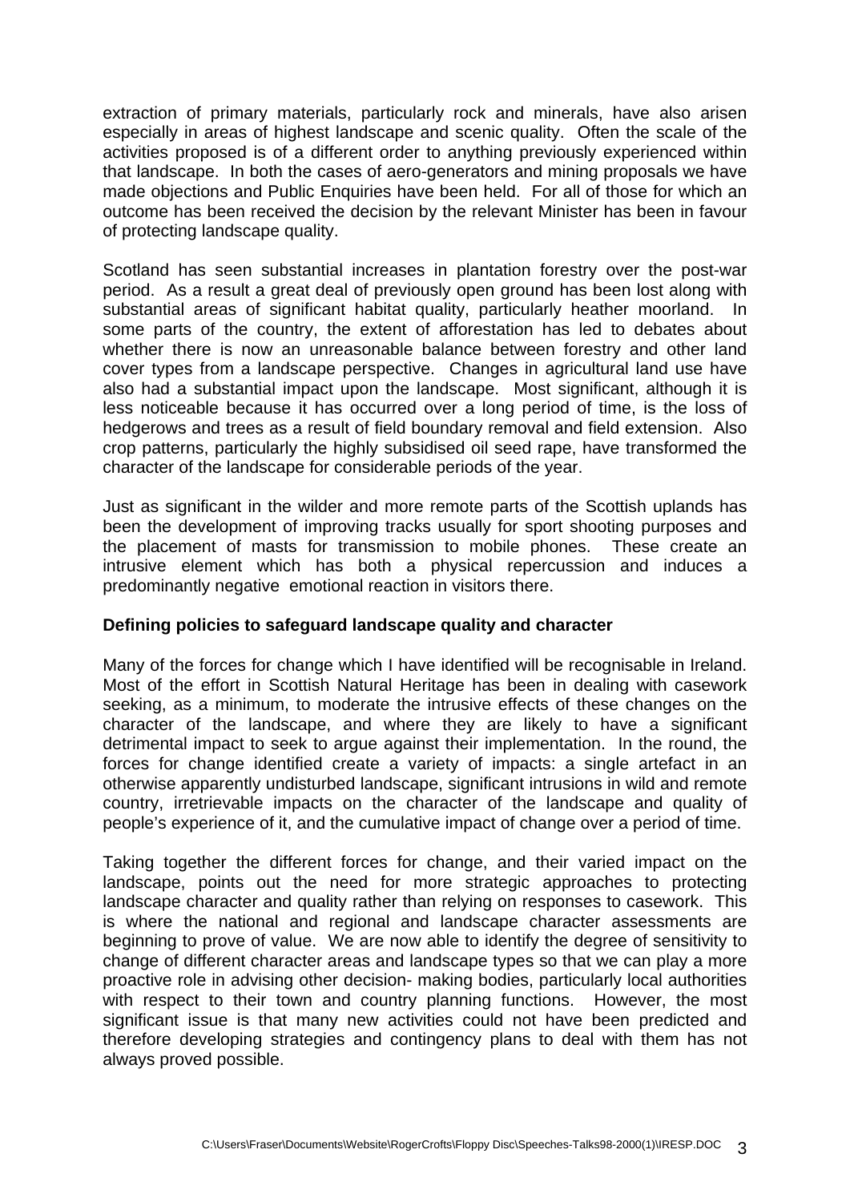extraction of primary materials, particularly rock and minerals, have also arisen especially in areas of highest landscape and scenic quality. Often the scale of the activities proposed is of a different order to anything previously experienced within that landscape. In both the cases of aero-generators and mining proposals we have made objections and Public Enquiries have been held. For all of those for which an outcome has been received the decision by the relevant Minister has been in favour of protecting landscape quality.

Scotland has seen substantial increases in plantation forestry over the post-war period. As a result a great deal of previously open ground has been lost along with substantial areas of significant habitat quality, particularly heather moorland. In some parts of the country, the extent of afforestation has led to debates about whether there is now an unreasonable balance between forestry and other land cover types from a landscape perspective. Changes in agricultural land use have also had a substantial impact upon the landscape. Most significant, although it is less noticeable because it has occurred over a long period of time, is the loss of hedgerows and trees as a result of field boundary removal and field extension. Also crop patterns, particularly the highly subsidised oil seed rape, have transformed the character of the landscape for considerable periods of the year.

Just as significant in the wilder and more remote parts of the Scottish uplands has been the development of improving tracks usually for sport shooting purposes and the placement of masts for transmission to mobile phones. These create an intrusive element which has both a physical repercussion and induces a predominantly negative emotional reaction in visitors there.

**Defining policies to safeguard landscape quality and character**

Many of the forces for change which I have identified will be recognisable in Ireland. Most of the effort in Scottish Natural Heritage has been in dealing with casework seeking, as a minimum, to moderate the intrusive effects of these changes on the character of the landscape, and where they are likely to have a significant detrimental impact to seek to argue against their implementation. In the round, the forces for change identified create a variety of impacts: a single artefact in an otherwise apparently undisturbed landscape, significant intrusions in wild and remote country, irretrievable impacts on the character of the landscape and quality of people's experience of it, and the cumulative impact of change over a period of time.

Taking together the different forces for change, and their varied impact on the landscape, points out the need for more strategic approaches to protecting landscape character and quality rather than relying on responses to casework. This is where the national and regional and landscape character assessments are beginning to prove of value. We are now able to identify the degree of sensitivity to change of different character areas and landscape types so that we can play a more proactive role in advising other decision- making bodies, particularly local authorities with respect to their town and country planning functions. However, the most significant issue is that many new activities could not have been predicted and therefore developing strategies and contingency plans to deal with them has not always proved possible.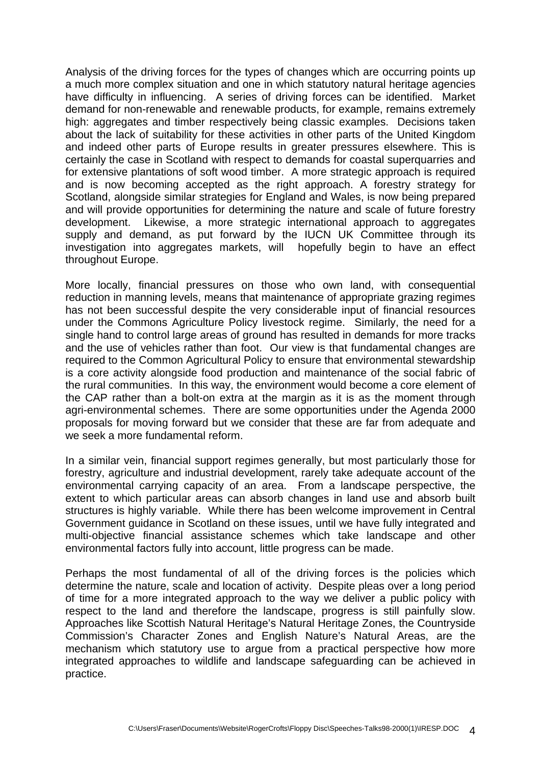Analysis of the driving forces for the types of changes which are occurring points up a much more complex situation and one in which statutory natural heritage agencies have difficulty in influencing. A series of driving forces can be identified. Market demand for non-renewable and renewable products, for example, remains extremely high: aggregates and timber respectively being classic examples. Decisions taken about the lack of suitability for these activities in other parts of the United Kingdom and indeed other parts of Europe results in greater pressures elsewhere. This is certainly the case in Scotland with respect to demands for coastal superquarries and for extensive plantations of soft wood timber. A more strategic approach is required and is now becoming accepted as the right approach. A forestry strategy for Scotland, alongside similar strategies for England and Wales, is now being prepared and will provide opportunities for determining the nature and scale of future forestry development. Likewise, a more strategic international approach to aggregates supply and demand, as put forward by the IUCN UK Committee through its investigation into aggregates markets, will hopefully begin to have an effect throughout Europe.

More locally, financial pressures on those who own land, with consequential reduction in manning levels, means that maintenance of appropriate grazing regimes has not been successful despite the very considerable input of financial resources under the Commons Agriculture Policy livestock regime. Similarly, the need for a single hand to control large areas of ground has resulted in demands for more tracks and the use of vehicles rather than foot. Our view is that fundamental changes are required to the Common Agricultural Policy to ensure that environmental stewardship is a core activity alongside food production and maintenance of the social fabric of the rural communities. In this way, the environment would become a core element of the CAP rather than a bolt-on extra at the margin as it is as the moment through agri-environmental schemes. There are some opportunities under the Agenda 2000 proposals for moving forward but we consider that these are far from adequate and we seek a more fundamental reform.

In a similar vein, financial support regimes generally, but most particularly those for forestry, agriculture and industrial development, rarely take adequate account of the environmental carrying capacity of an area. From a landscape perspective, the extent to which particular areas can absorb changes in land use and absorb built structures is highly variable. While there has been welcome improvement in Central Government guidance in Scotland on these issues, until we have fully integrated and multi-objective financial assistance schemes which take landscape and other environmental factors fully into account, little progress can be made.

Perhaps the most fundamental of all of the driving forces is the policies which determine the nature, scale and location of activity. Despite pleas over a long period of time for a more integrated approach to the way we deliver a public policy with respect to the land and therefore the landscape, progress is still painfully slow. Approaches like Scottish Natural Heritage's Natural Heritage Zones, the Countryside Commission's Character Zones and English Nature's Natural Areas, are the mechanism which statutory use to argue from a practical perspective how more integrated approaches to wildlife and landscape safeguarding can be achieved in practice.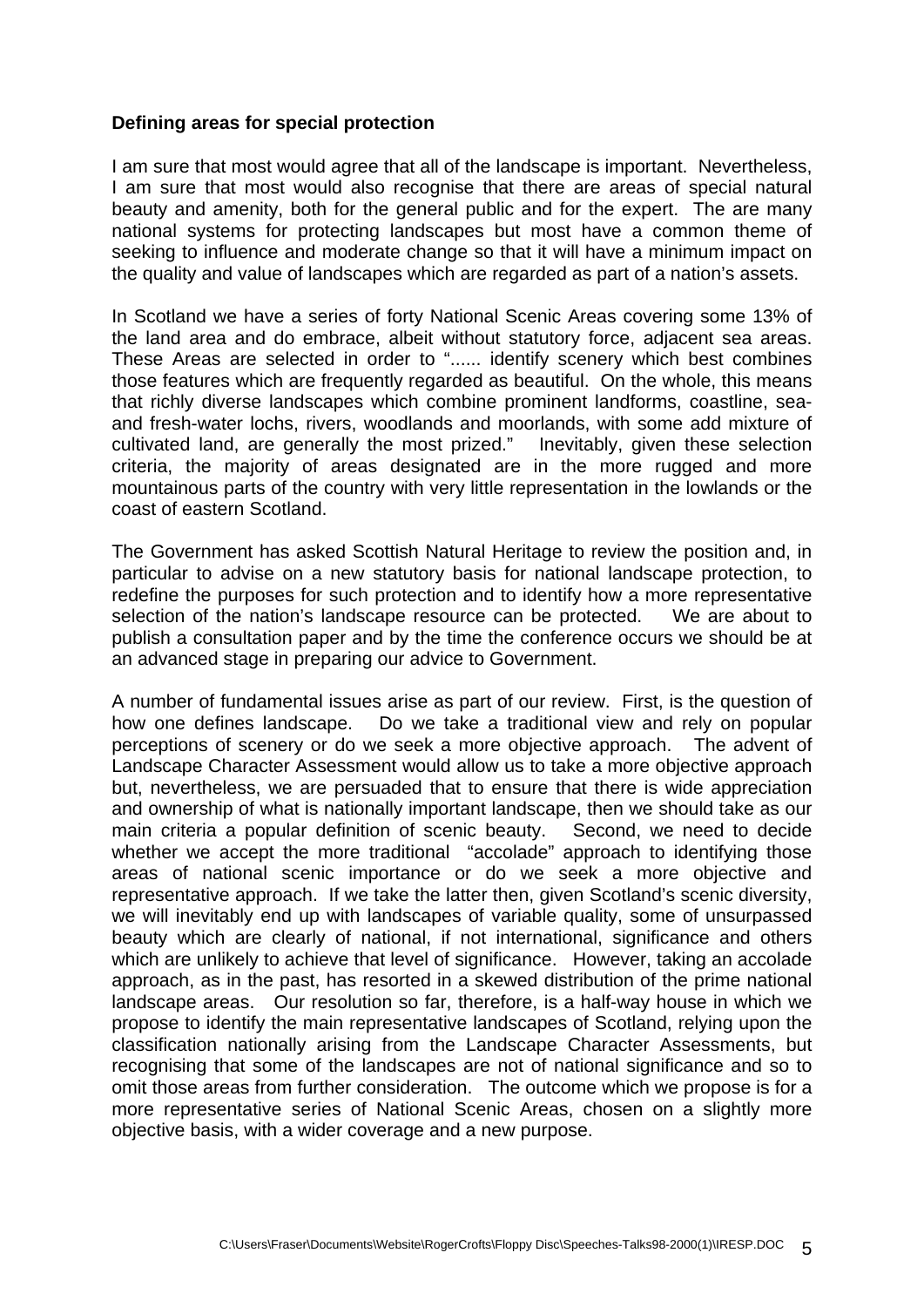**Defining areas for special protection**

I am sure that most would agree that all of the landscape is important. Nevertheless, I am sure that most would also recognise that there are areas of special natural beauty and amenity, both for the general public and for the expert. The are many national systems for protecting landscapes but most have a common theme of seeking to influence and moderate change so that it will have a minimum impact on the quality and value of landscapes which are regarded as part of a nation's assets.

In Scotland we have a series of forty National Scenic Areas covering some 13% of the land area and do embrace, albeit without statutory force, adjacent sea areas. These Areas are selected in order to "...... identify scenery which best combines those features which are frequently regarded as beautiful. On the whole, this means that richly diverse landscapes which combine prominent landforms, coastline, sea- and fresh-water lochs, rivers, woodlands and moorlands, with some add mixture of cultivated land, are generally the most prized." Inevitably, given these selection criteria, the majority of areas designated are in the more rugged and more mountainous parts of the country with very little representation in the lowlands or the coast of eastern Scotland.

The Government has asked Scottish Natural Heritage to review the position and, in particular to advise on a new statutory basis for national landscape protection, to redefine the purposes for such protection and to identify how a more representative selection of the nation's landscape resource can be protected. We are about to publish a consultation paper and by the time the conference occurs we should be at an advanced stage in preparing our advice to Government.

A number of fundamental issues arise as part of our review. First, is the question of how one defines landscape. Do we take a traditional view and rely on popular perceptions of scenery or do we seek a more objective approach. The advent of Landscape Character Assessment would allow us to take a more objective approach but, nevertheless, we are persuaded that to ensure that there is wide appreciation and ownership of what is nationally important landscape, then we should take as our main criteria a popular definition of scenic beauty. Second, we need to decide whether we accept the more traditional "accolade" approach to identifying those areas of national scenic importance or do we seek a more objective and representative approach. If we take the latter then, given Scotland's scenic diversity, we will inevitably end up with landscapes of variable quality, some of unsurpassed beauty which are clearly of national, if not international, significance and others which are unlikely to achieve that level of significance. However, taking an accolade approach, as in the past, has resorted in a skewed distribution of the prime national landscape areas. Our resolution so far, therefore, is a half-way house in which we propose to identify the main representative landscapes of Scotland, relying upon the classification nationally arising from the Landscape Character Assessments, but recognising that some of the landscapes are not of national significance and so to omit those areas from further consideration. The outcome which we propose is for a more representative series of National Scenic Areas, chosen on a slightly more objective basis, with a wider coverage and a new purpose.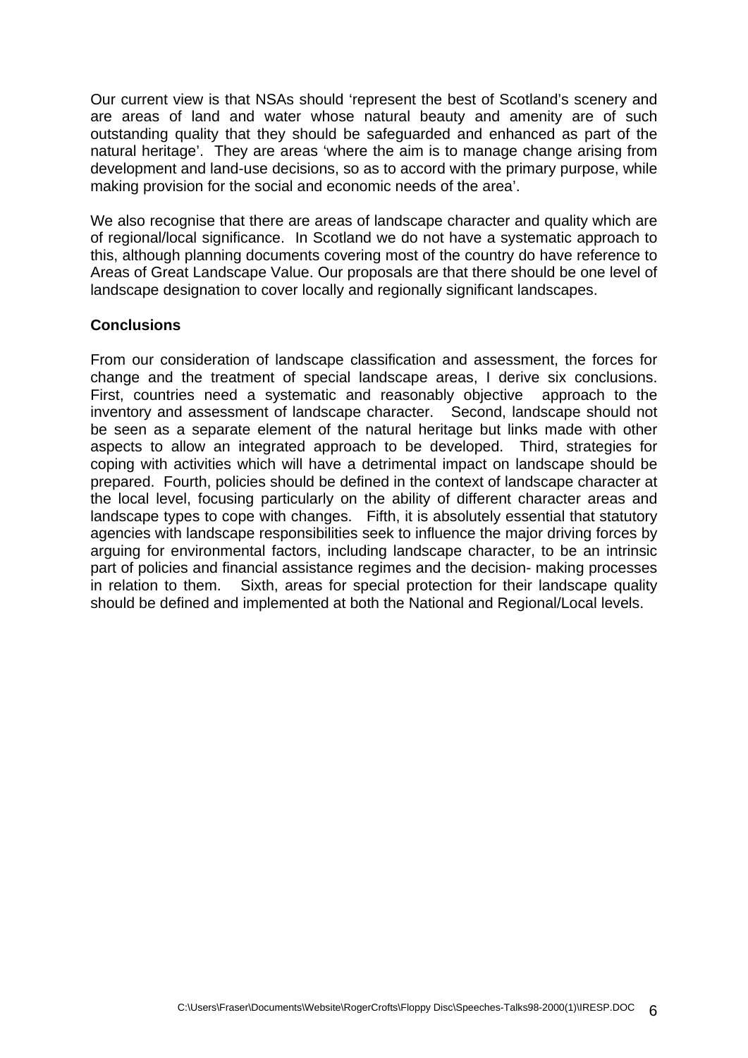Our current view is that NSAs should 'represent the best of Scotland's scenery and are areas of land and water whose natural beauty and amenity are of such outstanding quality that they should be safeguarded and enhanced as part of the natural heritage'. They are areas 'where the aim is to manage change arising from development and land-use decisions, so as to accord with the primary purpose, while making provision for the social and economic needs of the area'.

We also recognise that there are areas of landscape character and quality which are of regional/local significance. In Scotland we do not have a systematic approach to this, although planning documents covering most of the country do have reference to Areas of Great Landscape Value. Our proposals are that there should be one level of landscape designation to cover locally and regionally significant landscapes.

**Conclusions**

From our consideration of landscape classification and assessment, the forces for change and the treatment of special landscape areas, I derive six conclusions. First, countries need a systematic and reasonably objective approach to the inventory and assessment of landscape character. Second, landscape should not be seen as a separate element of the natural heritage but links made with other aspects to allow an integrated approach to be developed. Third, strategies for coping with activities which will have a detrimental impact on landscape should be prepared. Fourth, policies should be defined in the context of landscape character at the local level, focusing particularly on the ability of different character areas and landscape types to cope with changes. Fifth, it is absolutely essential that statutory agencies with landscape responsibilities seek to influence the major driving forces by arguing for environmental factors, including landscape character, to be an intrinsic part of policies and financial assistance regimes and the decision- making processes in relation to them. Sixth, areas for special protection for their landscape quality should be defined and implemented at both the National and Regional/Local levels.